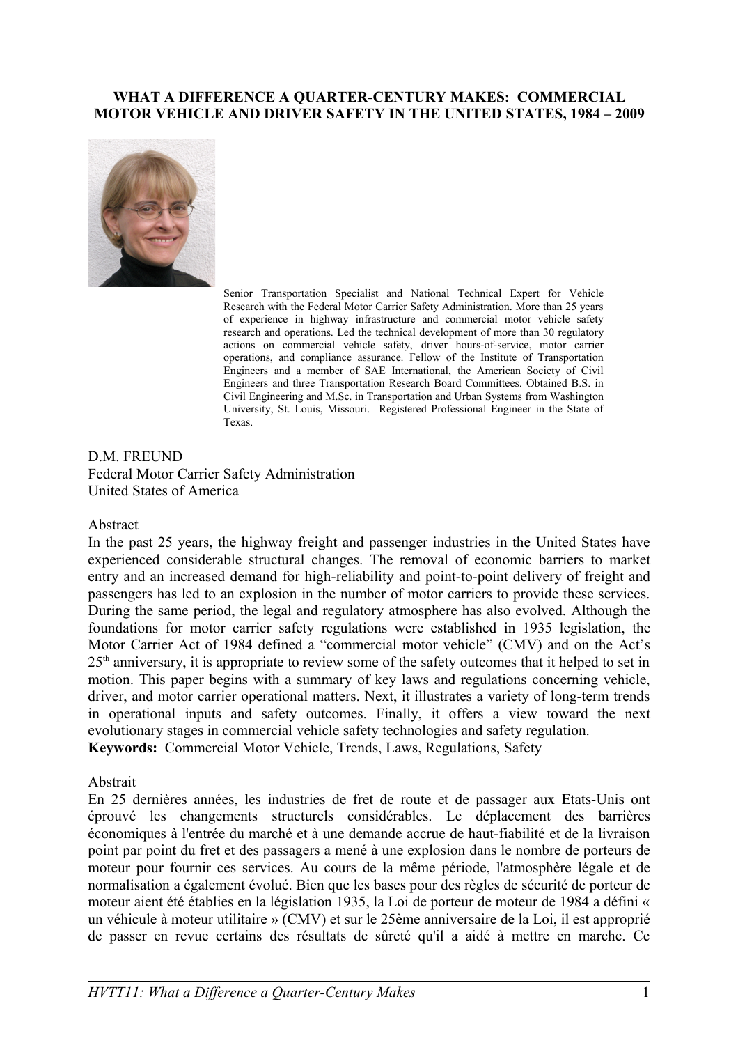# WHAT A DIFFERENCE A QUARTER-CENTURY MAKES: COMMERCIAL MOTOR VEHICLE AND DRIVER SAFETY IN THE UNITED STATES, 1984 – 2009

Senior Transportation Specialist and National Technical Expert for Vehicle Research with the Federal Motor Carrier Safety Administration. More than 25 years of experience in highway infrastructure and commercial motor vehicle safety research and operations. Led the technical development of more than 30 regulatory actions on commercial vehicle safety, driver hours-of-service, motor carrier operations, and compliance assurance. Fellow of the Institute of Transportation Engineers and a member of SAE International, the American Society of Civil Engineers and three Transportation Research Board Committees. Obtained B.S. in Civil Engineering and M.Sc. in Transportation and Urban Systems from Washington University, St. Louis, Missouri. Registered Professional Engineer in the State of Texas.

D.M. FREUND
Federal Motor Carrier Safety Administration
United States of America

## Abstract

In the past 25 years, the highway freight and passenger industries in the United States have experienced considerable structural changes. The removal of economic barriers to market entry and an increased demand for high-reliability and point-to-point delivery of freight and passengers has led to an explosion in the number of motor carriers to provide these services. During the same period, the legal and regulatory atmosphere has also evolved. Although the foundations for motor carrier safety regulations were established in 1935 legislation, the Motor Carrier Act of 1984 defined a "commercial motor vehicle" (CMV) and on the Act's 25th anniversary, it is appropriate to review some of the safety outcomes that it helped to set in motion. This paper begins with a summary of key laws and regulations concerning vehicle, driver, and motor carrier operational matters. Next, it illustrates a variety of long-term trends in operational inputs and safety outcomes. Finally, it offers a view toward the next evolutionary stages in commercial vehicle safety technologies and safety regulation.

**Keywords:** Commercial Motor Vehicle, Trends, Laws, Regulations, Safety

## Abstrait

En 25 dernières années, les industries de fret de route et de passager aux Etats-Unis ont éprouvé les changements structurels considérables. Le déplacement des barrières économiques à l'entrée du marché et à une demande accrue de haut-fiabilité et de la livraison point par point du fret et des passagers a mené à une explosion dans le nombre de porteurs de moteur pour fournir ces services. Au cours de la même période, l'atmosphère légale et de normalisation a également évolué. Bien que les bases pour des règles de sécurité de porteur de moteur aient été établies en la législation 1935, la Loi de porteur de moteur de 1984 a défini « un véhicule à moteur utilitaire » (CMV) et sur le 25ème anniversaire de la Loi, il est approprié de passer en revue certains des résultats de sûreté qu'il a aidé à mettre en marche. Ce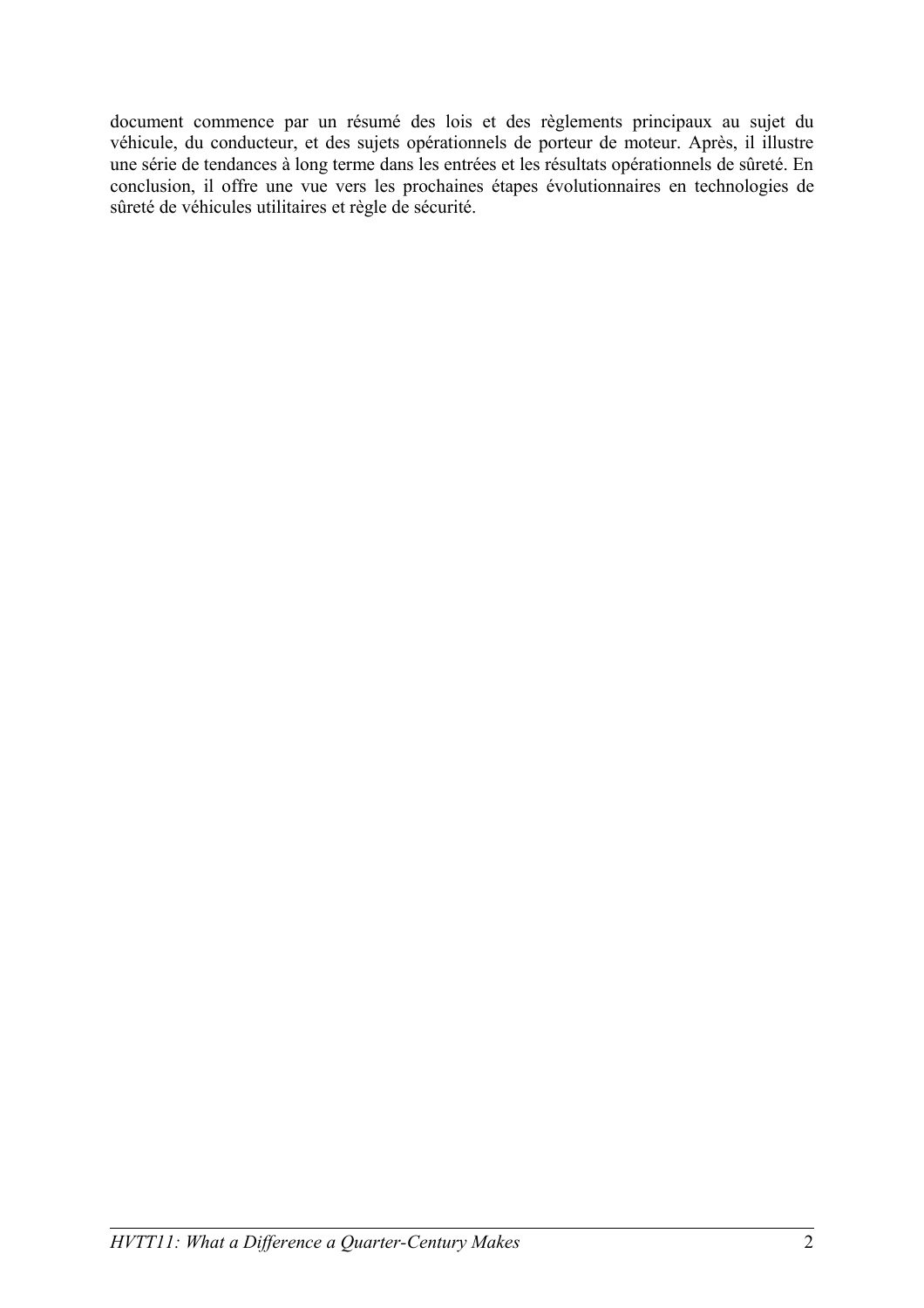document commence par un résumé des lois et des règlements principaux au sujet du véhicule, du conducteur, et des sujets opérationnels de porteur de moteur. Après, il illustre une série de tendances à long terme dans les entrées et les résultats opérationnels de sûreté. En conclusion, il offre une vue vers les prochaines étapes évolutionnaires en technologies de sûreté de véhicules utilitaires et règle de sécurité.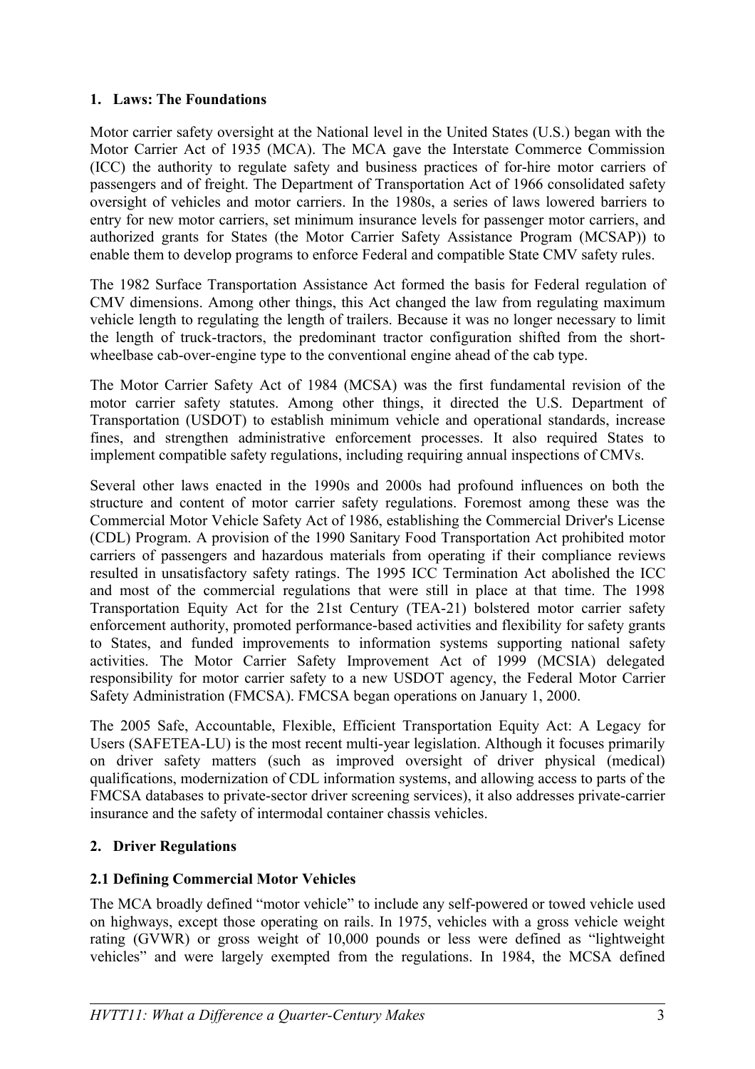## 1. Laws: The Foundations

Motor carrier safety oversight at the National level in the United States (U.S.) began with the Motor Carrier Act of 1935 (MCA). The MCA gave the Interstate Commerce Commission (ICC) the authority to regulate safety and business practices of for-hire motor carriers of passengers and of freight. The Department of Transportation Act of 1966 consolidated safety oversight of vehicles and motor carriers. In the 1980s, a series of laws lowered barriers to entry for new motor carriers, set minimum insurance levels for passenger motor carriers, and authorized grants for States (the Motor Carrier Safety Assistance Program (MCSAP)) to enable them to develop programs to enforce Federal and compatible State CMV safety rules.

The 1982 Surface Transportation Assistance Act formed the basis for Federal regulation of CMV dimensions. Among other things, this Act changed the law from regulating maximum vehicle length to regulating the length of trailers. Because it was no longer necessary to limit the length of truck-tractors, the predominant tractor configuration shifted from the short-wheelbase cab-over-engine type to the conventional engine ahead of the cab type.

The Motor Carrier Safety Act of 1984 (MCSA) was the first fundamental revision of the motor carrier safety statutes. Among other things, it directed the U.S. Department of Transportation (USDOT) to establish minimum vehicle and operational standards, increase fines, and strengthen administrative enforcement processes. It also required States to implement compatible safety regulations, including requiring annual inspections of CMVs.

Several other laws enacted in the 1990s and 2000s had profound influences on both the structure and content of motor carrier safety regulations. Foremost among these was the Commercial Motor Vehicle Safety Act of 1986, establishing the Commercial Driver's License (CDL) Program. A provision of the 1990 Sanitary Food Transportation Act prohibited motor carriers of passengers and hazardous materials from operating if their compliance reviews resulted in unsatisfactory safety ratings. The 1995 ICC Termination Act abolished the ICC and most of the commercial regulations that were still in place at that time. The 1998 Transportation Equity Act for the 21st Century (TEA-21) bolstered motor carrier safety enforcement authority, promoted performance-based activities and flexibility for safety grants to States, and funded improvements to information systems supporting national safety activities. The Motor Carrier Safety Improvement Act of 1999 (MCSIA) delegated responsibility for motor carrier safety to a new USDOT agency, the Federal Motor Carrier Safety Administration (FMCSA). FMCSA began operations on January 1, 2000.

The 2005 Safe, Accountable, Flexible, Efficient Transportation Equity Act: A Legacy for Users (SAFETEA-LU) is the most recent multi-year legislation. Although it focuses primarily on driver safety matters (such as improved oversight of driver physical (medical) qualifications, modernization of CDL information systems, and allowing access to parts of the FMCSA databases to private-sector driver screening services), it also addresses private-carrier insurance and the safety of intermodal container chassis vehicles.

## 2. Driver Regulations

### 2.1 Defining Commercial Motor Vehicles

The MCA broadly defined "motor vehicle" to include any self-powered or towed vehicle used on highways, except those operating on rails. In 1975, vehicles with a gross vehicle weight rating (GVWR) or gross weight of 10,000 pounds or less were defined as "lightweight vehicles" and were largely exempted from the regulations. In 1984, the MCSA defined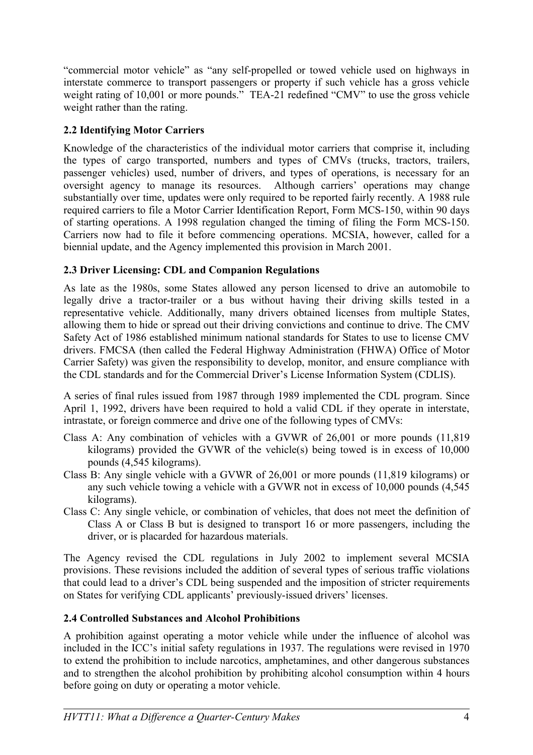"commercial motor vehicle" as "any self-propelled or towed vehicle used on highways in interstate commerce to transport passengers or property if such vehicle has a gross vehicle weight rating of 10,001 or more pounds." TEA-21 redefined "CMV" to use the gross vehicle weight rather than the rating.

### 2.2 Identifying Motor Carriers

Knowledge of the characteristics of the individual motor carriers that comprise it, including the types of cargo transported, numbers and types of CMVs (trucks, tractors, trailers, passenger vehicles) used, number of drivers, and types of operations, is necessary for an oversight agency to manage its resources. Although carriers' operations may change substantially over time, updates were only required to be reported fairly recently. A 1988 rule required carriers to file a Motor Carrier Identification Report, Form MCS-150, within 90 days of starting operations. A 1998 regulation changed the timing of filing the Form MCS-150. Carriers now had to file it before commencing operations. MCSIA, however, called for a biennial update, and the Agency implemented this provision in March 2001.

### 2.3 Driver Licensing: CDL and Companion Regulations

As late as the 1980s, some States allowed any person licensed to drive an automobile to legally drive a tractor-trailer or a bus without having their driving skills tested in a representative vehicle. Additionally, many drivers obtained licenses from multiple States, allowing them to hide or spread out their driving convictions and continue to drive. The CMV Safety Act of 1986 established minimum national standards for States to use to license CMV drivers. FMCSA (then called the Federal Highway Administration (FHWA) Office of Motor Carrier Safety) was given the responsibility to develop, monitor, and ensure compliance with the CDL standards and for the Commercial Driver's License Information System (CDLIS).

A series of final rules issued from 1987 through 1989 implemented the CDL program. Since April 1, 1992, drivers have been required to hold a valid CDL if they operate in interstate, intrastate, or foreign commerce and drive one of the following types of CMVs:

- Class A: Any combination of vehicles with a GVWR of 26,001 or more pounds (11,819 kilograms) provided the GVWR of the vehicle(s) being towed is in excess of 10,000 pounds (4,545 kilograms).
- Class B: Any single vehicle with a GVWR of 26,001 or more pounds (11,819 kilograms) or any such vehicle towing a vehicle with a GVWR not in excess of 10,000 pounds (4,545 kilograms).
- Class C: Any single vehicle, or combination of vehicles, that does not meet the definition of Class A or Class B but is designed to transport 16 or more passengers, including the driver, or is placarded for hazardous materials.

The Agency revised the CDL regulations in July 2002 to implement several MCSIA provisions. These revisions included the addition of several types of serious traffic violations that could lead to a driver's CDL being suspended and the imposition of stricter requirements on States for verifying CDL applicants' previously-issued drivers' licenses.

### 2.4 Controlled Substances and Alcohol Prohibitions

A prohibition against operating a motor vehicle while under the influence of alcohol was included in the ICC's initial safety regulations in 1937. The regulations were revised in 1970 to extend the prohibition to include narcotics, amphetamines, and other dangerous substances and to strengthen the alcohol prohibition by prohibiting alcohol consumption within 4 hours before going on duty or operating a motor vehicle.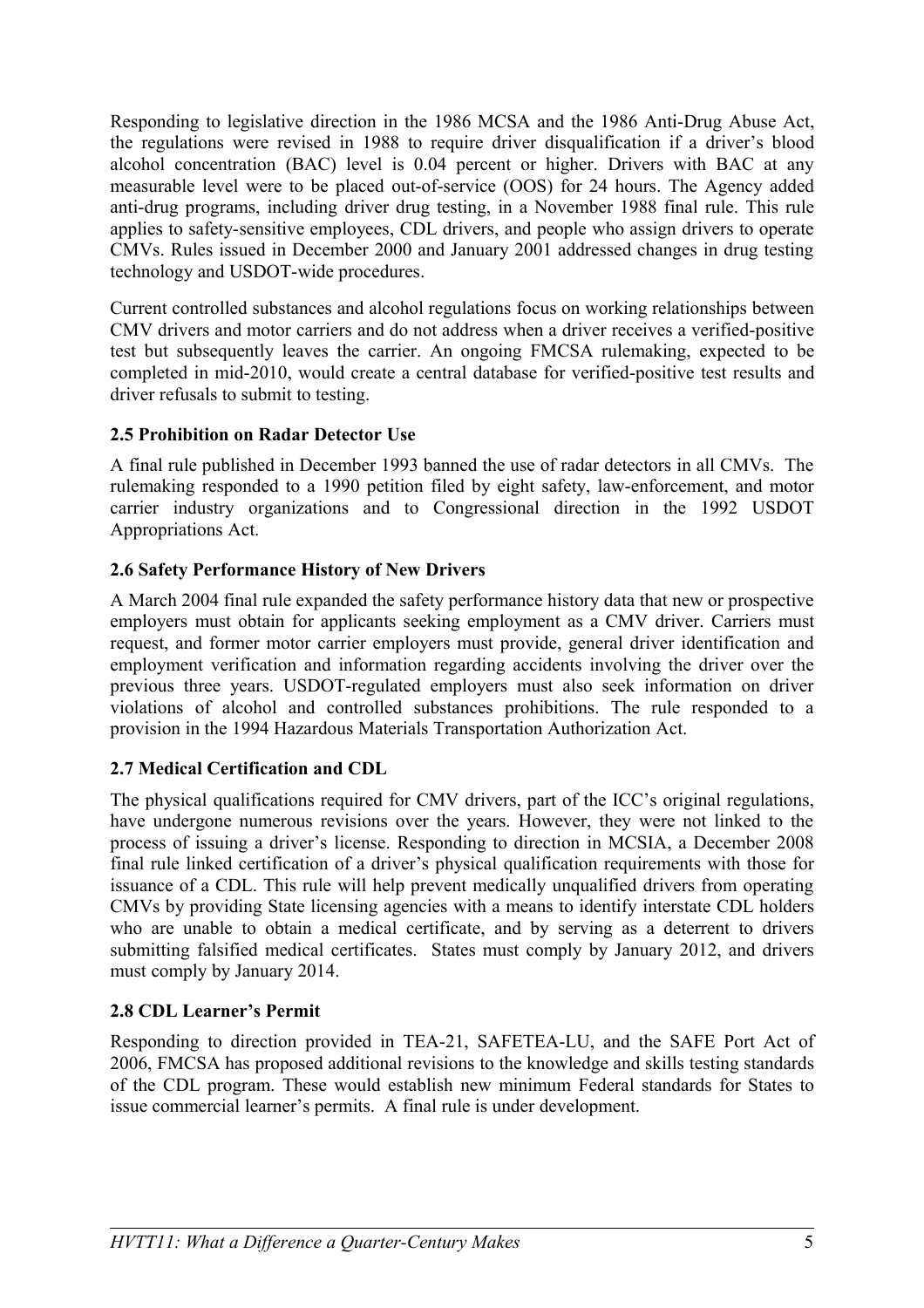Responding to legislative direction in the 1986 MCSA and the 1986 Anti-Drug Abuse Act, the regulations were revised in 1988 to require driver disqualification if a driver's blood alcohol concentration (BAC) level is 0.04 percent or higher. Drivers with BAC at any measurable level were to be placed out-of-service (OOS) for 24 hours. The Agency added anti-drug programs, including driver drug testing, in a November 1988 final rule. This rule applies to safety-sensitive employees, CDL drivers, and people who assign drivers to operate CMVs. Rules issued in December 2000 and January 2001 addressed changes in drug testing technology and USDOT-wide procedures.

Current controlled substances and alcohol regulations focus on working relationships between CMV drivers and motor carriers and do not address when a driver receives a verified-positive test but subsequently leaves the carrier. An ongoing FMCSA rulemaking, expected to be completed in mid-2010, would create a central database for verified-positive test results and driver refusals to submit to testing.

### 2.5 Prohibition on Radar Detector Use

A final rule published in December 1993 banned the use of radar detectors in all CMVs. The rulemaking responded to a 1990 petition filed by eight safety, law-enforcement, and motor carrier industry organizations and to Congressional direction in the 1992 USDOT Appropriations Act.

### 2.6 Safety Performance History of New Drivers

A March 2004 final rule expanded the safety performance history data that new or prospective employers must obtain for applicants seeking employment as a CMV driver. Carriers must request, and former motor carrier employers must provide, general driver identification and employment verification and information regarding accidents involving the driver over the previous three years. USDOT-regulated employers must also seek information on driver violations of alcohol and controlled substances prohibitions. The rule responded to a provision in the 1994 Hazardous Materials Transportation Authorization Act.

### 2.7 Medical Certification and CDL

The physical qualifications required for CMV drivers, part of the ICC's original regulations, have undergone numerous revisions over the years. However, they were not linked to the process of issuing a driver's license. Responding to direction in MCSIA, a December 2008 final rule linked certification of a driver's physical qualification requirements with those for issuance of a CDL. This rule will help prevent medically unqualified drivers from operating CMVs by providing State licensing agencies with a means to identify interstate CDL holders who are unable to obtain a medical certificate, and by serving as a deterrent to drivers submitting falsified medical certificates. States must comply by January 2012, and drivers must comply by January 2014.

### 2.8 CDL Learner's Permit

Responding to direction provided in TEA-21, SAFETEA-LU, and the SAFE Port Act of 2006, FMCSA has proposed additional revisions to the knowledge and skills testing standards of the CDL program. These would establish new minimum Federal standards for States to issue commercial learner's permits. A final rule is under development.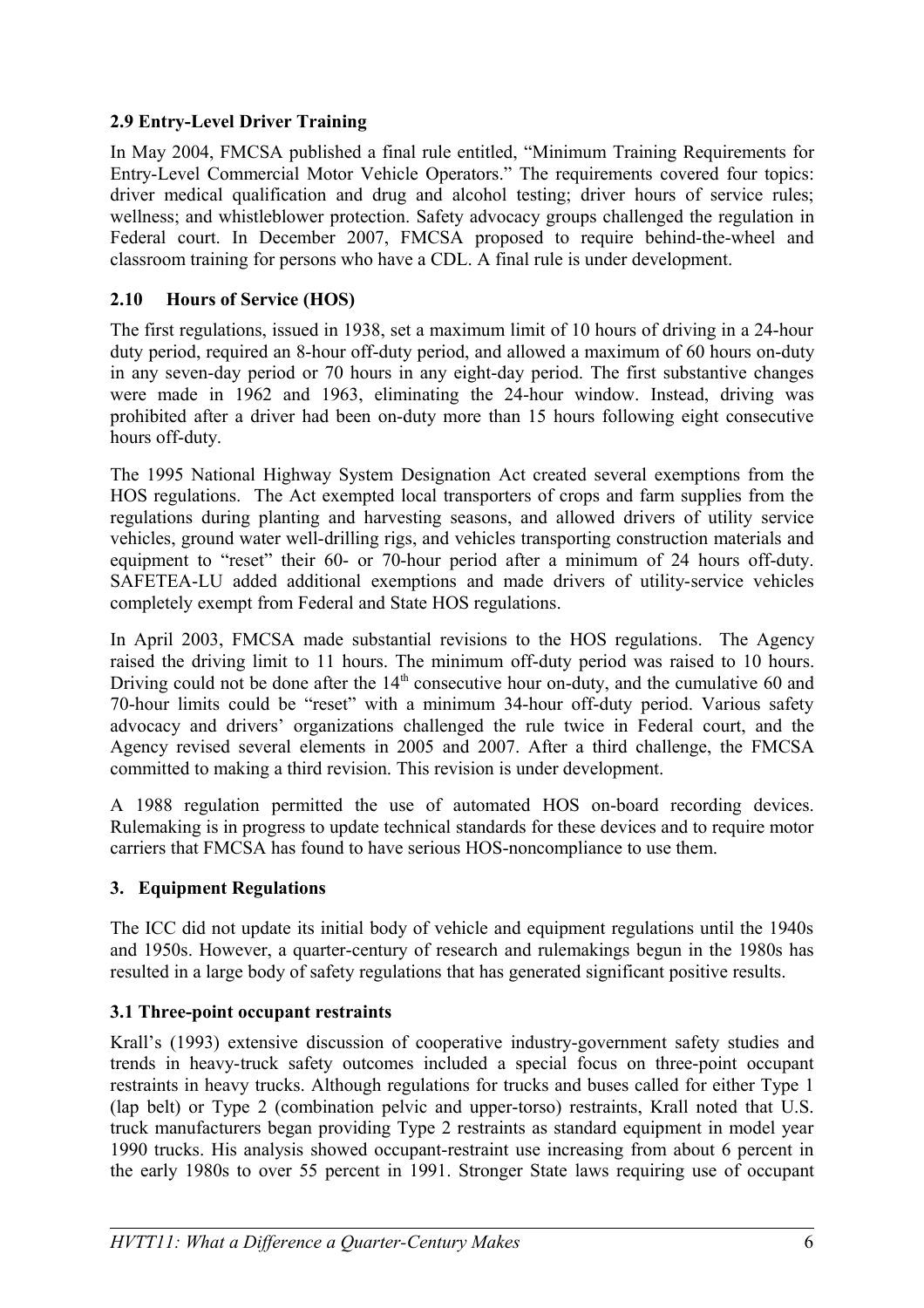### 2.9 Entry-Level Driver Training

In May 2004, FMCSA published a final rule entitled, "Minimum Training Requirements for Entry-Level Commercial Motor Vehicle Operators." The requirements covered four topics: driver medical qualification and drug and alcohol testing; driver hours of service rules; wellness; and whistleblower protection. Safety advocacy groups challenged the regulation in Federal court. In December 2007, FMCSA proposed to require behind-the-wheel and classroom training for persons who have a CDL. A final rule is under development.

### 2.10 Hours of Service (HOS)

The first regulations, issued in 1938, set a maximum limit of 10 hours of driving in a 24-hour duty period, required an 8-hour off-duty period, and allowed a maximum of 60 hours on-duty in any seven-day period or 70 hours in any eight-day period. The first substantive changes were made in 1962 and 1963, eliminating the 24-hour window. Instead, driving was prohibited after a driver had been on-duty more than 15 hours following eight consecutive hours off-duty.

The 1995 National Highway System Designation Act created several exemptions from the HOS regulations. The Act exempted local transporters of crops and farm supplies from the regulations during planting and harvesting seasons, and allowed drivers of utility service vehicles, ground water well-drilling rigs, and vehicles transporting construction materials and equipment to "reset" their 60- or 70-hour period after a minimum of 24 hours off-duty. SAFETEA-LU added additional exemptions and made drivers of utility-service vehicles completely exempt from Federal and State HOS regulations.

In April 2003, FMCSA made substantial revisions to the HOS regulations. The Agency raised the driving limit to 11 hours. The minimum off-duty period was raised to 10 hours. Driving could not be done after the 14th consecutive hour on-duty, and the cumulative 60 and 70-hour limits could be "reset" with a minimum 34-hour off-duty period. Various safety advocacy and drivers' organizations challenged the rule twice in Federal court, and the Agency revised several elements in 2005 and 2007. After a third challenge, the FMCSA committed to making a third revision. This revision is under development.

A 1988 regulation permitted the use of automated HOS on-board recording devices. Rulemaking is in progress to update technical standards for these devices and to require motor carriers that FMCSA has found to have serious HOS-noncompliance to use them.

## 3. Equipment Regulations

The ICC did not update its initial body of vehicle and equipment regulations until the 1940s and 1950s. However, a quarter-century of research and rulemakings begun in the 1980s has resulted in a large body of safety regulations that has generated significant positive results.

### 3.1 Three-point occupant restraints

Krall's (1993) extensive discussion of cooperative industry-government safety studies and trends in heavy-truck safety outcomes included a special focus on three-point occupant restraints in heavy trucks. Although regulations for trucks and buses called for either Type 1 (lap belt) or Type 2 (combination pelvic and upper-torso) restraints, Krall noted that U.S. truck manufacturers began providing Type 2 restraints as standard equipment in model year 1990 trucks. His analysis showed occupant-restraint use increasing from about 6 percent in the early 1980s to over 55 percent in 1991. Stronger State laws requiring use of occupant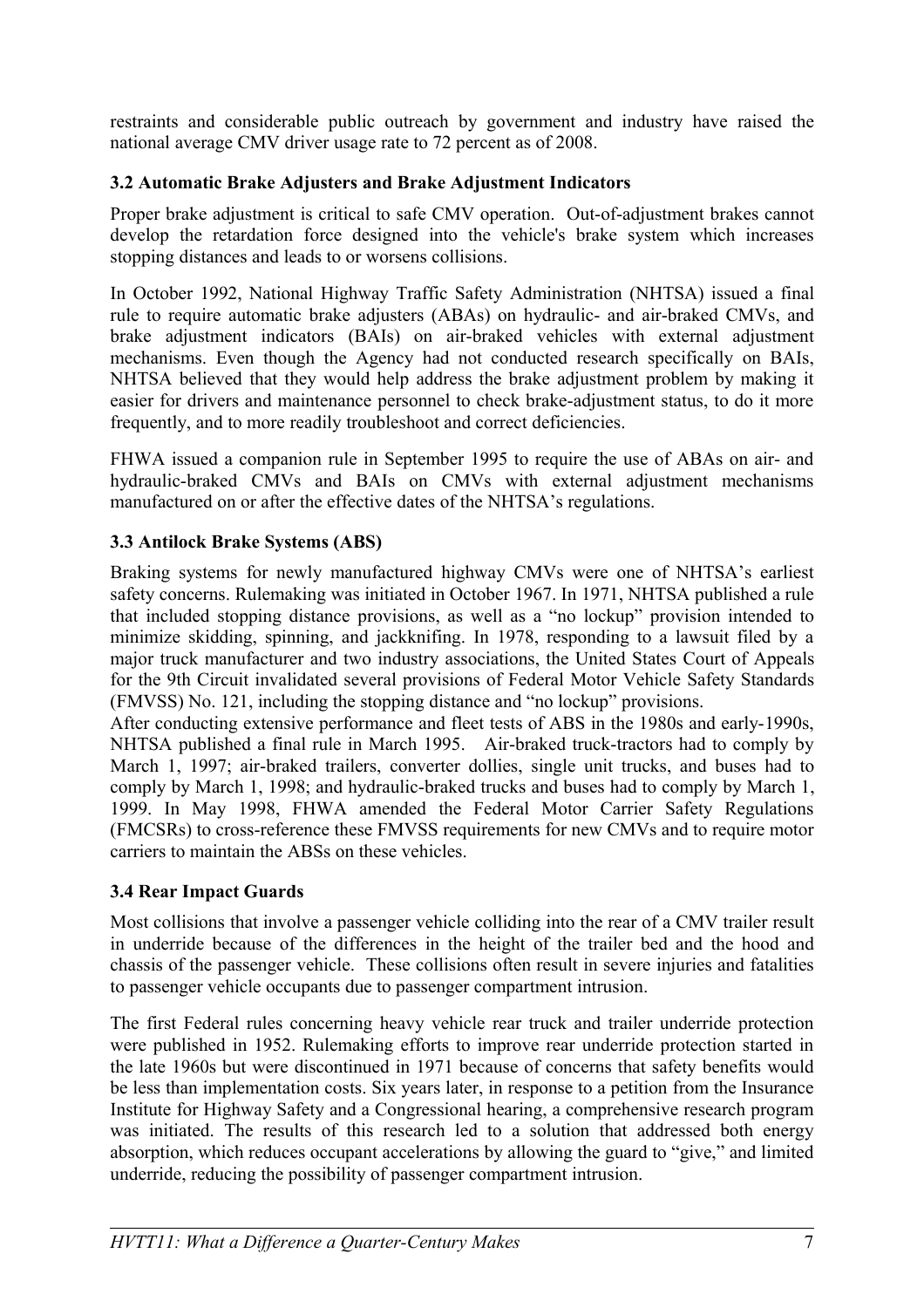restraints and considerable public outreach by government and industry have raised the national average CMV driver usage rate to 72 percent as of 2008.

### 3.2 Automatic Brake Adjusters and Brake Adjustment Indicators

Proper brake adjustment is critical to safe CMV operation. Out-of-adjustment brakes cannot develop the retardation force designed into the vehicle's brake system which increases stopping distances and leads to or worsens collisions.

In October 1992, National Highway Traffic Safety Administration (NHTSA) issued a final rule to require automatic brake adjusters (ABAs) on hydraulic- and air-braked CMVs, and brake adjustment indicators (BAIs) on air-braked vehicles with external adjustment mechanisms. Even though the Agency had not conducted research specifically on BAIs, NHTSA believed that they would help address the brake adjustment problem by making it easier for drivers and maintenance personnel to check brake-adjustment status, to do it more frequently, and to more readily troubleshoot and correct deficiencies.

FHWA issued a companion rule in September 1995 to require the use of ABAs on air- and hydraulic-braked CMVs and BAIs on CMVs with external adjustment mechanisms manufactured on or after the effective dates of the NHTSA's regulations.

### 3.3 Antilock Brake Systems (ABS)

Braking systems for newly manufactured highway CMVs were one of NHTSA's earliest safety concerns. Rulemaking was initiated in October 1967. In 1971, NHTSA published a rule that included stopping distance provisions, as well as a "no lockup" provision intended to minimize skidding, spinning, and jackknifing. In 1978, responding to a lawsuit filed by a major truck manufacturer and two industry associations, the United States Court of Appeals for the 9th Circuit invalidated several provisions of Federal Motor Vehicle Safety Standards (FMVSS) No. 121, including the stopping distance and "no lockup" provisions.

After conducting extensive performance and fleet tests of ABS in the 1980s and early-1990s, NHTSA published a final rule in March 1995. Air-braked truck-tractors had to comply by March 1, 1997; air-braked trailers, converter dollies, single unit trucks, and buses had to comply by March 1, 1998; and hydraulic-braked trucks and buses had to comply by March 1, 1999. In May 1998, FHWA amended the Federal Motor Carrier Safety Regulations (FMCSRs) to cross-reference these FMVSS requirements for new CMVs and to require motor carriers to maintain the ABSs on these vehicles.

### 3.4 Rear Impact Guards

Most collisions that involve a passenger vehicle colliding into the rear of a CMV trailer result in underride because of the differences in the height of the trailer bed and the hood and chassis of the passenger vehicle. These collisions often result in severe injuries and fatalities to passenger vehicle occupants due to passenger compartment intrusion.

The first Federal rules concerning heavy vehicle rear truck and trailer underride protection were published in 1952. Rulemaking efforts to improve rear underride protection started in the late 1960s but were discontinued in 1971 because of concerns that safety benefits would be less than implementation costs. Six years later, in response to a petition from the Insurance Institute for Highway Safety and a Congressional hearing, a comprehensive research program was initiated. The results of this research led to a solution that addressed both energy absorption, which reduces occupant accelerations by allowing the guard to "give," and limited underride, reducing the possibility of passenger compartment intrusion.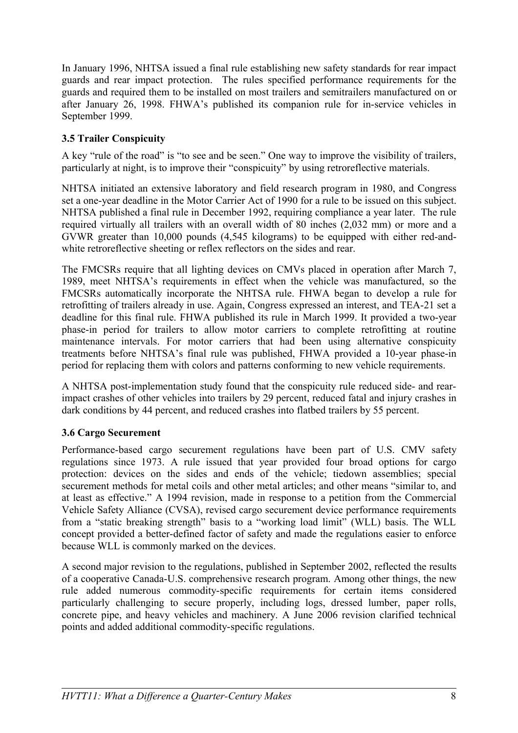In January 1996, NHTSA issued a final rule establishing new safety standards for rear impact guards and rear impact protection. The rules specified performance requirements for the guards and required them to be installed on most trailers and semitrailers manufactured on or after January 26, 1998. FHWA's published its companion rule for in-service vehicles in September 1999.

### 3.5 Trailer Conspicuity

A key "rule of the road" is "to see and be seen." One way to improve the visibility of trailers, particularly at night, is to improve their "conspicuity" by using retroreflective materials.

NHTSA initiated an extensive laboratory and field research program in 1980, and Congress set a one-year deadline in the Motor Carrier Act of 1990 for a rule to be issued on this subject. NHTSA published a final rule in December 1992, requiring compliance a year later. The rule required virtually all trailers with an overall width of 80 inches (2,032 mm) or more and a GVWR greater than 10,000 pounds (4,545 kilograms) to be equipped with either red-and-white retroreflective sheeting or reflex reflectors on the sides and rear.

The FMCSRs require that all lighting devices on CMVs placed in operation after March 7, 1989, meet NHTSA's requirements in effect when the vehicle was manufactured, so the FMCSRs automatically incorporate the NHTSA rule. FHWA began to develop a rule for retrofitting of trailers already in use. Again, Congress expressed an interest, and TEA-21 set a deadline for this final rule. FHWA published its rule in March 1999. It provided a two-year phase-in period for trailers to allow motor carriers to complete retrofitting at routine maintenance intervals. For motor carriers that had been using alternative conspicuity treatments before NHTSA's final rule was published, FHWA provided a 10-year phase-in period for replacing them with colors and patterns conforming to new vehicle requirements.

A NHTSA post-implementation study found that the conspicuity rule reduced side- and rear-impact crashes of other vehicles into trailers by 29 percent, reduced fatal and injury crashes in dark conditions by 44 percent, and reduced crashes into flatbed trailers by 55 percent.

### 3.6 Cargo Securement

Performance-based cargo securement regulations have been part of U.S. CMV safety regulations since 1973. A rule issued that year provided four broad options for cargo protection: devices on the sides and ends of the vehicle; tiedown assemblies; special securement methods for metal coils and other metal articles; and other means "similar to, and at least as effective." A 1994 revision, made in response to a petition from the Commercial Vehicle Safety Alliance (CVSA), revised cargo securement device performance requirements from a "static breaking strength" basis to a "working load limit" (WLL) basis. The WLL concept provided a better-defined factor of safety and made the regulations easier to enforce because WLL is commonly marked on the devices.

A second major revision to the regulations, published in September 2002, reflected the results of a cooperative Canada-U.S. comprehensive research program. Among other things, the new rule added numerous commodity-specific requirements for certain items considered particularly challenging to secure properly, including logs, dressed lumber, paper rolls, concrete pipe, and heavy vehicles and machinery. A June 2006 revision clarified technical points and added additional commodity-specific regulations.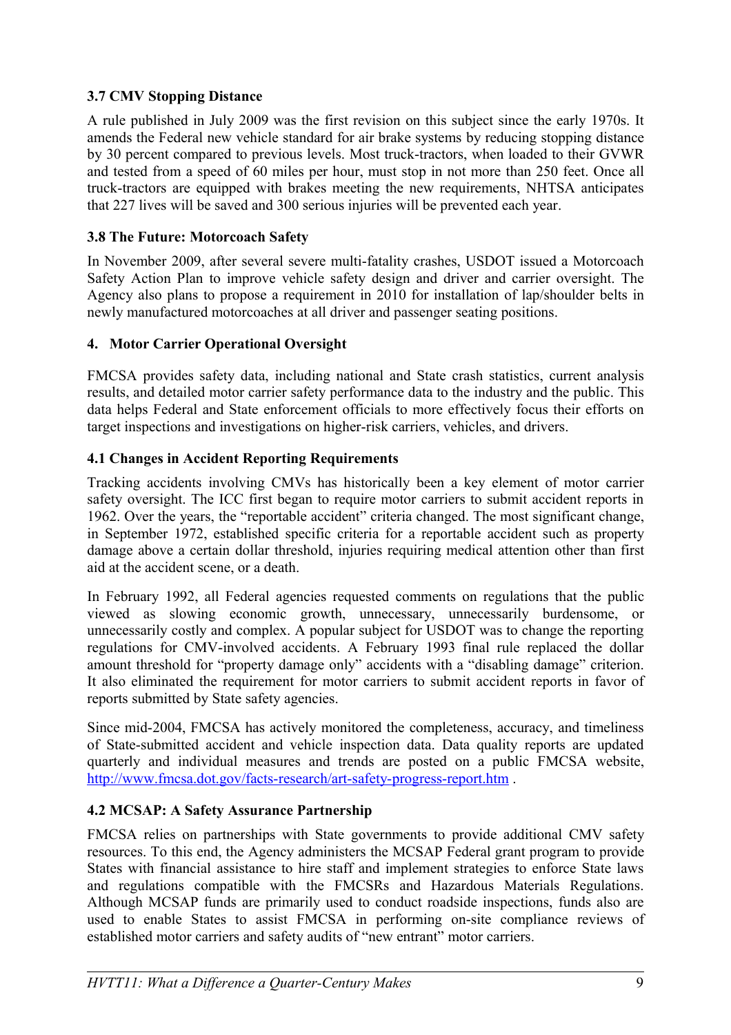### 3.7 CMV Stopping Distance

A rule published in July 2009 was the first revision on this subject since the early 1970s. It amends the Federal new vehicle standard for air brake systems by reducing stopping distance by 30 percent compared to previous levels. Most truck-tractors, when loaded to their GVWR and tested from a speed of 60 miles per hour, must stop in not more than 250 feet. Once all truck-tractors are equipped with brakes meeting the new requirements, NHTSA anticipates that 227 lives will be saved and 300 serious injuries will be prevented each year.

### 3.8 The Future: Motorcoach Safety

In November 2009, after several severe multi-fatality crashes, USDOT issued a Motorcoach Safety Action Plan to improve vehicle safety design and driver and carrier oversight. The Agency also plans to propose a requirement in 2010 for installation of lap/shoulder belts in newly manufactured motorcoaches at all driver and passenger seating positions.

## 4. Motor Carrier Operational Oversight

FMCSA provides safety data, including national and State crash statistics, current analysis results, and detailed motor carrier safety performance data to the industry and the public. This data helps Federal and State enforcement officials to more effectively focus their efforts on target inspections and investigations on higher-risk carriers, vehicles, and drivers.

### 4.1 Changes in Accident Reporting Requirements

Tracking accidents involving CMVs has historically been a key element of motor carrier safety oversight. The ICC first began to require motor carriers to submit accident reports in 1962. Over the years, the "reportable accident" criteria changed. The most significant change, in September 1972, established specific criteria for a reportable accident such as property damage above a certain dollar threshold, injuries requiring medical attention other than first aid at the accident scene, or a death.

In February 1992, all Federal agencies requested comments on regulations that the public viewed as slowing economic growth, unnecessary, unnecessarily burdensome, or unnecessarily costly and complex. A popular subject for USDOT was to change the reporting regulations for CMV-involved accidents. A February 1993 final rule replaced the dollar amount threshold for "property damage only" accidents with a "disabling damage" criterion. It also eliminated the requirement for motor carriers to submit accident reports in favor of reports submitted by State safety agencies.

Since mid-2004, FMCSA has actively monitored the completeness, accuracy, and timeliness of State-submitted accident and vehicle inspection data. Data quality reports are updated quarterly and individual measures and trends are posted on a public FMCSA website, [http://www.fmcsa.dot.gov/facts-research/art-safety-progress-report.htm](http://www.fmcsa.dot.gov/facts-research/art-safety-progress-report.htm) .

### 4.2 MCSAP: A Safety Assurance Partnership

FMCSA relies on partnerships with State governments to provide additional CMV safety resources. To this end, the Agency administers the MCSAP Federal grant program to provide States with financial assistance to hire staff and implement strategies to enforce State laws and regulations compatible with the FMCSRs and Hazardous Materials Regulations. Although MCSAP funds are primarily used to conduct roadside inspections, funds also are used to enable States to assist FMCSA in performing on-site compliance reviews of established motor carriers and safety audits of "new entrant" motor carriers.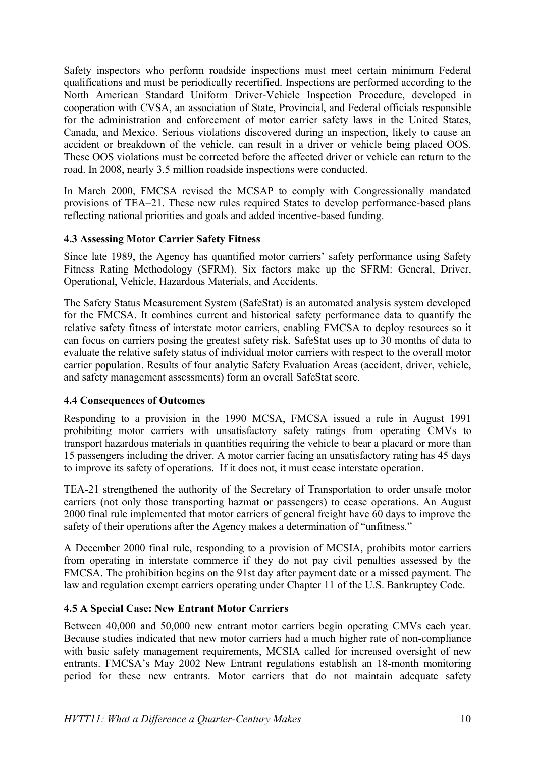Safety inspectors who perform roadside inspections must meet certain minimum Federal qualifications and must be periodically recertified. Inspections are performed according to the North American Standard Uniform Driver-Vehicle Inspection Procedure, developed in cooperation with CVSA, an association of State, Provincial, and Federal officials responsible for the administration and enforcement of motor carrier safety laws in the United States, Canada, and Mexico. Serious violations discovered during an inspection, likely to cause an accident or breakdown of the vehicle, can result in a driver or vehicle being placed OOS. These OOS violations must be corrected before the affected driver or vehicle can return to the road. In 2008, nearly 3.5 million roadside inspections were conducted.

In March 2000, FMCSA revised the MCSAP to comply with Congressionally mandated provisions of TEA–21. These new rules required States to develop performance-based plans reflecting national priorities and goals and added incentive-based funding.

### 4.3 Assessing Motor Carrier Safety Fitness

Since late 1989, the Agency has quantified motor carriers' safety performance using Safety Fitness Rating Methodology (SFRM). Six factors make up the SFRM: General, Driver, Operational, Vehicle, Hazardous Materials, and Accidents.

The Safety Status Measurement System (SafeStat) is an automated analysis system developed for the FMCSA. It combines current and historical safety performance data to quantify the relative safety fitness of interstate motor carriers, enabling FMCSA to deploy resources so it can focus on carriers posing the greatest safety risk. SafeStat uses up to 30 months of data to evaluate the relative safety status of individual motor carriers with respect to the overall motor carrier population. Results of four analytic Safety Evaluation Areas (accident, driver, vehicle, and safety management assessments) form an overall SafeStat score.

### 4.4 Consequences of Outcomes

Responding to a provision in the 1990 MCSA, FMCSA issued a rule in August 1991 prohibiting motor carriers with unsatisfactory safety ratings from operating CMVs to transport hazardous materials in quantities requiring the vehicle to bear a placard or more than 15 passengers including the driver. A motor carrier facing an unsatisfactory rating has 45 days to improve its safety of operations. If it does not, it must cease interstate operation.

TEA-21 strengthened the authority of the Secretary of Transportation to order unsafe motor carriers (not only those transporting hazmat or passengers) to cease operations. An August 2000 final rule implemented that motor carriers of general freight have 60 days to improve the safety of their operations after the Agency makes a determination of "unfitness."

A December 2000 final rule, responding to a provision of MCSIA, prohibits motor carriers from operating in interstate commerce if they do not pay civil penalties assessed by the FMCSA. The prohibition begins on the 91st day after payment date or a missed payment. The law and regulation exempt carriers operating under Chapter 11 of the U.S. Bankruptcy Code.

### 4.5 A Special Case: New Entrant Motor Carriers

Between 40,000 and 50,000 new entrant motor carriers begin operating CMVs each year. Because studies indicated that new motor carriers had a much higher rate of non-compliance with basic safety management requirements, MCSIA called for increased oversight of new entrants. FMCSA's May 2002 New Entrant regulations establish an 18-month monitoring period for these new entrants. Motor carriers that do not maintain adequate safety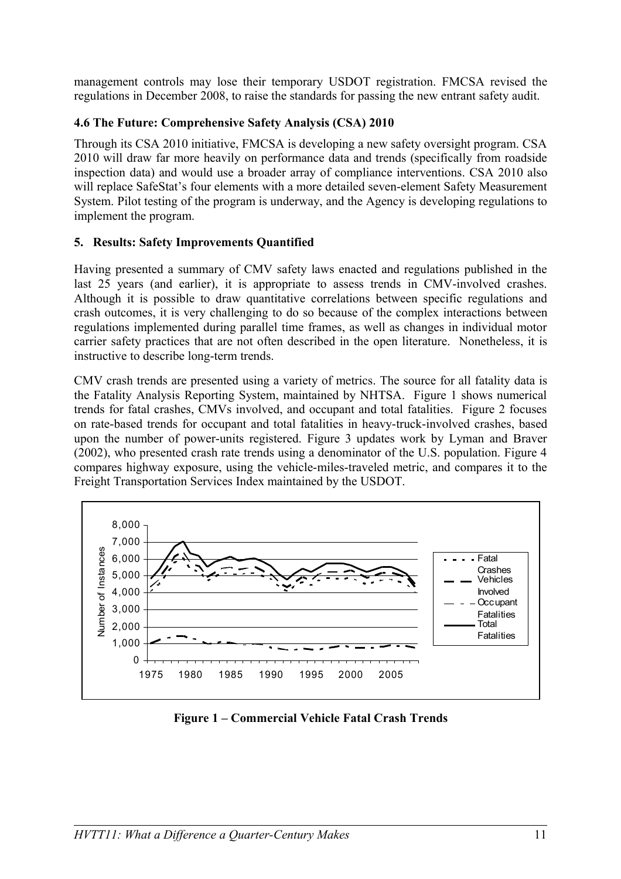management controls may lose their temporary USDOT registration. FMCSA revised the regulations in December 2008, to raise the standards for passing the new entrant safety audit.

### 4.6 The Future: Comprehensive Safety Analysis (CSA) 2010

Through its CSA 2010 initiative, FMCSA is developing a new safety oversight program. CSA 2010 will draw far more heavily on performance data and trends (specifically from roadside inspection data) and would use a broader array of compliance interventions. CSA 2010 also will replace SafeStat's four elements with a more detailed seven-element Safety Measurement System. Pilot testing of the program is underway, and the Agency is developing regulations to implement the program.

## 5. Results: Safety Improvements Quantified

Having presented a summary of CMV safety laws enacted and regulations published in the last 25 years (and earlier), it is appropriate to assess trends in CMV-involved crashes. Although it is possible to draw quantitative correlations between specific regulations and crash outcomes, it is very challenging to do so because of the complex interactions between regulations implemented during parallel time frames, as well as changes in individual motor carrier safety practices that are not often described in the open literature. Nonetheless, it is instructive to describe long-term trends.

CMV crash trends are presented using a variety of metrics. The source for all fatality data is the Fatality Analysis Reporting System, maintained by NHTSA. Figure 1 shows numerical trends for fatal crashes, CMVs involved, and occupant and total fatalities. Figure 2 focuses on rate-based trends for occupant and total fatalities in heavy-truck-involved crashes, based upon the number of power-units registered. Figure 3 updates work by Lyman and Braver (2002), who presented crash rate trends using a denominator of the U.S. population. Figure 4 compares highway exposure, using the vehicle-miles-traveled metric, and compares it to the Freight Transportation Services Index maintained by the USDOT.

**Figure 1 – Commercial Vehicle Fatal Crash Trends**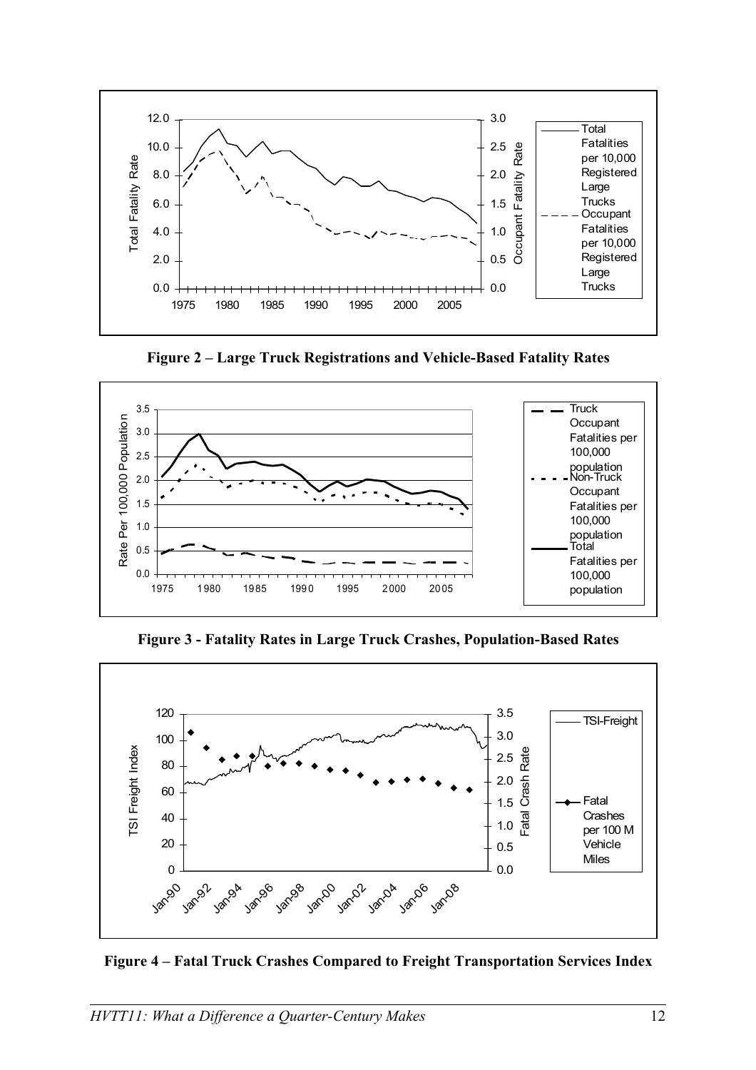**Figure 2 – Large Truck Registrations and Vehicle-Based Fatality Rates**

**Figure 3 - Fatality Rates in Large Truck Crashes, Population-Based Rates**

**Figure 4 – Fatal Truck Crashes Compared to Freight Transportation Services Index**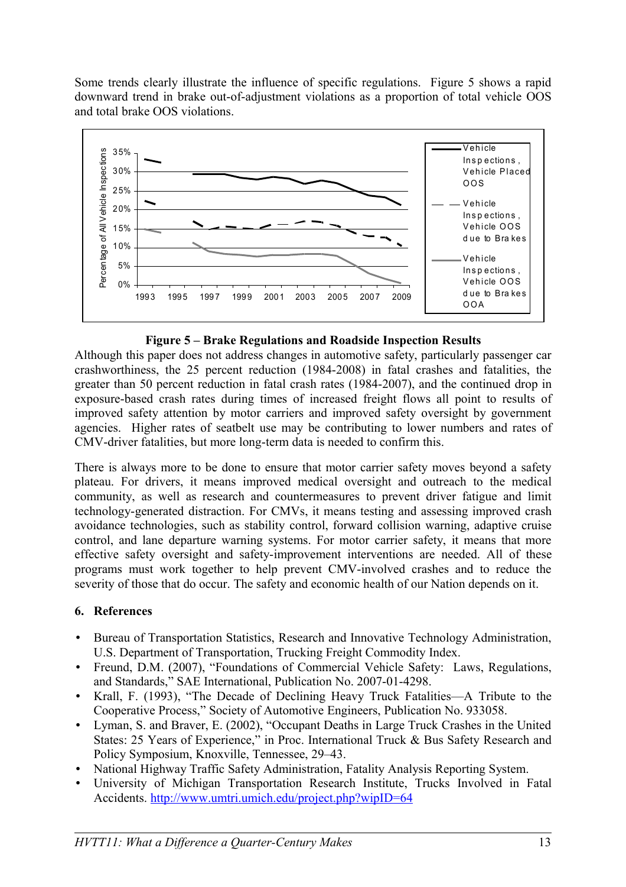Some trends clearly illustrate the influence of specific regulations. Figure 5 shows a rapid downward trend in brake out-of-adjustment violations as a proportion of total vehicle OOS and total brake OOS violations.

Percentage of All Vehicle Inspections

35%
30%
25%
20%
15%
10%
5%
0%

1993 1995 1997 1999 2001 2003 2005 2007 2009

Vehicle Inspections, Vehicle Placed OOS

Vehicle Inspections, Vehicle OOS due to Brakes

Vehicle Inspections, Vehicle OOS due to Brakes OOA

**Figure 5 – Brake Regulations and Roadside Inspection Results**

Although this paper does not address changes in automotive safety, particularly passenger car crashworthiness, the 25 percent reduction (1984-2008) in fatal crashes and fatalities, the greater than 50 percent reduction in fatal crash rates (1984-2007), and the continued drop in exposure-based crash rates during times of increased freight flows all point to results of improved safety attention by motor carriers and improved safety oversight by government agencies. Higher rates of seatbelt use may be contributing to lower numbers and rates of CMV-driver fatalities, but more long-term data is needed to confirm this.

There is always more to be done to ensure that motor carrier safety moves beyond a safety plateau. For drivers, it means improved medical oversight and outreach to the medical community, as well as research and countermeasures to prevent driver fatigue and limit technology-generated distraction. For CMVs, it means testing and assessing improved crash avoidance technologies, such as stability control, forward collision warning, adaptive cruise control, and lane departure warning systems. For motor carrier safety, it means that more effective safety oversight and safety-improvement interventions are needed. All of these programs must work together to help prevent CMV-involved crashes and to reduce the severity of those that do occur. The safety and economic health of our Nation depends on it.

## 6. References

- Bureau of Transportation Statistics, Research and Innovative Technology Administration, U.S. Department of Transportation, Trucking Freight Commodity Index.
- Freund, D.M. (2007), "Foundations of Commercial Vehicle Safety: Laws, Regulations, and Standards," SAE International, Publication No. 2007-01-4298.
- Krall, F. (1993), "The Decade of Declining Heavy Truck Fatalities—A Tribute to the Cooperative Process," Society of Automotive Engineers, Publication No. 933058.
- Lyman, S. and Braver, E. (2002), "Occupant Deaths in Large Truck Crashes in the United States: 25 Years of Experience," in Proc. International Truck & Bus Safety Research and Policy Symposium, Knoxville, Tennessee, 29–43.
- National Highway Traffic Safety Administration, Fatality Analysis Reporting System.
- University of Michigan Transportation Research Institute, Trucks Involved in Fatal Accidents. http://www.umtri.umich.edu/project.php?wipID=64